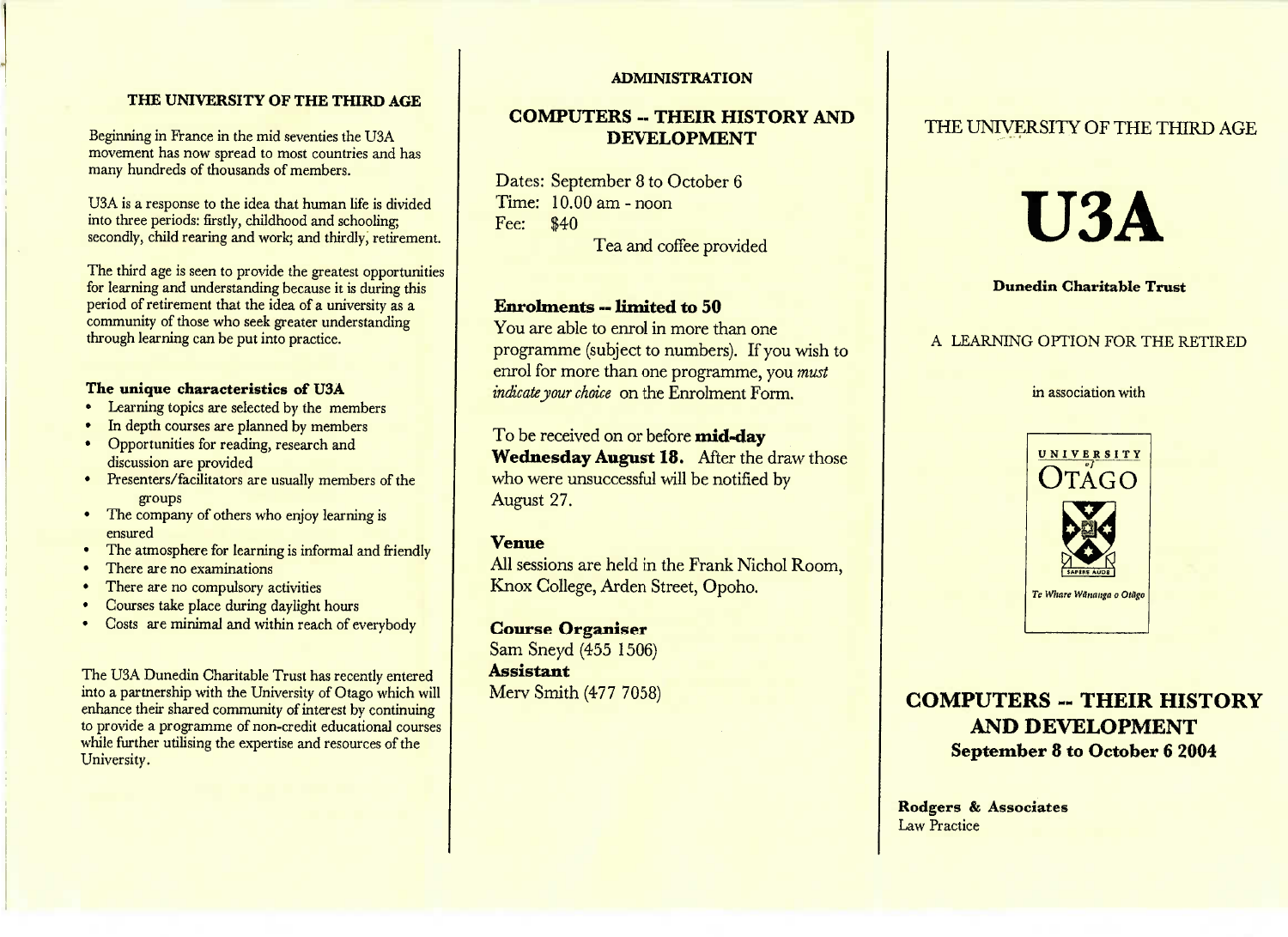## THE UNIVERSITY OF THE THIRD AGE

Beginning in France in the mid seventies the U3A movement has now spread to most countries and has many hundreds of thousands of members.

U3A is a response to the idea that human life is divided into three periods: firstly, childhood and schooling; secondly, child rearing and work; and thirdly, retirement.

The third age is seen to provide the greatest opportunities for learning and understanding because it is during this period of retirement that the idea of a university as a community of those who seek greater understanding through learning can be put into practice.

### The unique characteristics of U3A

- Learning topics are selected by the members
- In depth courses are planned by members
- Opportunities for reading, research and discussion are provided
- Presenters/facilitators are usually members of the groups
- The company of others who enjoy learning is ensured
- The atmosphere for learning is informal and friendly
- There are no examinations
- There are no compulsory activities
- Courses take place during daylight hours
- Costs are minimal and within reach of everybody

The U3A Dunedin Charitable Trust has recently entered into a partnership with the University of Otago which will enhance their shared community of interest by continuing to provide a programme of non-credit educational courses while further utilising the expertise and resources of the University.

## ADMINISTRATION

### COMPUTERS -- THEIR HISTORY AND DEVELOPMENT

Dates: September 8 to October 6
Time: 10.00 am - noon
Fee: $40
Tea and coffee provided

**Enrolments -- limited to 50**

You are able to enrol in more than one programme (subject to numbers). If you wish to enrol for more than one programme, you *must indicate your choice* on the Enrolment Form.

To be received on or before **mid-day Wednesday August 18.** After the draw those who were unsuccessful will be notified by August 27.

**Venue**

All sessions are held in the Frank Nichol Room, Knox College, Arden Street, Opoho.

**Course Organiser**
Sam Sneyd (455 1506)
**Assistant**
Merv Smith (477 7058)

THE UNIVERSITY OF THE THIRD AGE

# U3A

**Dunedin Charitable Trust**

A LEARNING OPTION FOR THE RETIRED

in association with

UNIVERSITY of OTAGO
SAPERE AUDE
Te Whare Wānanga o Otāgo

## COMPUTERS -- THEIR HISTORY AND DEVELOPMENT

**September 8 to October 6 2004**

**Rodgers & Associates**
Law Practice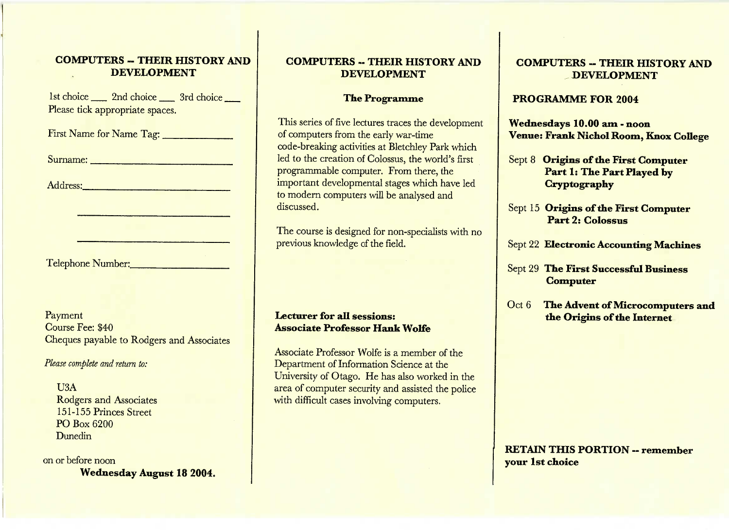## COMPUTERS -- THEIR HISTORY AND DEVELOPMENT

1st choice \_\_\_ 2nd choice \_\_\_ 3rd choice \_\_\_
Please tick appropriate spaces.

First Name for Name Tag: \_\_\_\_\_\_\_\_\_\_\_\_

Surname: \_\_\_\_\_\_\_\_\_\_\_\_\_\_\_\_\_\_\_\_\_\_\_\_

Address: \_\_\_\_\_\_\_\_\_\_\_\_\_\_\_\_\_\_\_\_\_\_\_\_

\_\_\_\_\_\_\_\_\_\_\_\_\_\_\_\_\_\_\_\_\_\_\_\_

\_\_\_\_\_\_\_\_\_\_\_\_\_\_\_\_\_\_\_\_\_\_\_\_

Telephone Number: \_\_\_\_\_\_\_\_\_\_\_\_\_\_\_\_\_\_

Payment
Course Fee: $40
Cheques payable to Rodgers and Associates

*Please complete and return to:*

U3A
Rodgers and Associates
151-155 Princes Street
PO Box 6200
Dunedin

on or before noon
**Wednesday August 18 2004.**

## COMPUTERS -- THEIR HISTORY AND DEVELOPMENT

### The Programme

This series of five lectures traces the development of computers from the early war-time code-breaking activities at Bletchley Park which led to the creation of Colossus, the world's first programmable computer. From there, the important developmental stages which have led to modern computers will be analysed and discussed.

The course is designed for non-specialists with no previous knowledge of the field.

**Lecturer for all sessions:**
**Associate Professor Hank Wolfe**

Associate Professor Wolfe is a member of the Department of Information Science at the University of Otago. He has also worked in the area of computer security and assisted the police with difficult cases involving computers.

## COMPUTERS -- THEIR HISTORY AND DEVELOPMENT

### PROGRAMME FOR 2004

**Wednesdays 10.00 am - noon**
**Venue: Frank Nichol Room, Knox College**

Sept 8 **Origins of the First Computer Part 1: The Part Played by Cryptography**

Sept 15 **Origins of the First Computer Part 2: Colossus**

Sept 22 **Electronic Accounting Machines**

Sept 29 **The First Successful Business Computer**

Oct 6 **The Advent of Microcomputers and the Origins of the Internet**

**RETAIN THIS PORTION -- remember your 1st choice**